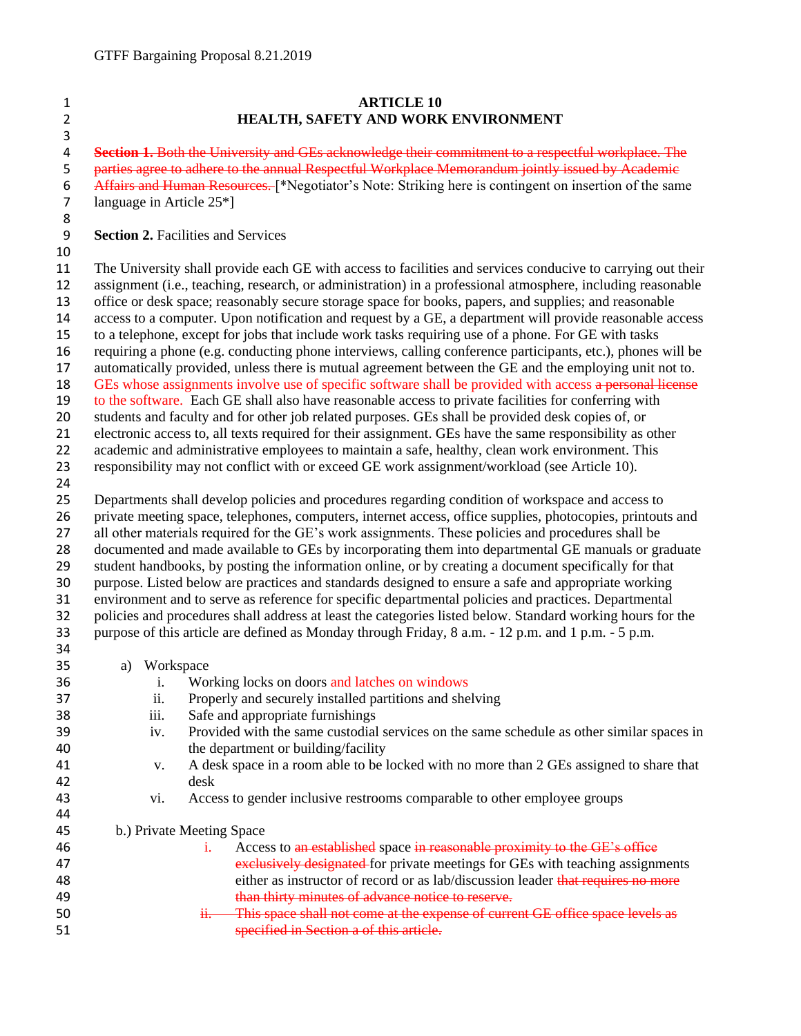# ARTICLE 10
## HEALTH, SAFETY AND WORK ENVIRONMENT

~~**Section 1.** Both the University and GEs acknowledge their commitment to a respectful workplace. The parties agree to adhere to the annual Respectful Workplace Memorandum jointly issued by Academic Affairs and Human Resources.~~ [*Negotiator's Note: Striking here is contingent on insertion of the same language in Article 25*]

**Section 2.** Facilities and Services

The University shall provide each GE with access to facilities and services conducive to carrying out their assignment (i.e., teaching, research, or administration) in a professional atmosphere, including reasonable office or desk space; reasonably secure storage space for books, papers, and supplies; and reasonable access to a computer. Upon notification and request by a GE, a department will provide reasonable access to a telephone, except for jobs that include work tasks requiring use of a phone. For GE with tasks requiring a phone (e.g. conducting phone interviews, calling conference participants, etc.), phones will be automatically provided, unless there is mutual agreement between the GE and the employing unit not to. GEs whose assignments involve use of specific software shall be provided with access ~~a personal license~~ to the software. Each GE shall also have reasonable access to private facilities for conferring with students and faculty and for other job related purposes. GEs shall be provided desk copies of, or electronic access to, all texts required for their assignment. GEs have the same responsibility as other academic and administrative employees to maintain a safe, healthy, clean work environment. This responsibility may not conflict with or exceed GE work assignment/workload (see Article 10).

Departments shall develop policies and procedures regarding condition of workspace and access to private meeting space, telephones, computers, internet access, office supplies, photocopies, printouts and all other materials required for the GE's work assignments. These policies and procedures shall be documented and made available to GEs by incorporating them into departmental GE manuals or graduate student handbooks, by posting the information online, or by creating a document specifically for that purpose. Listed below are practices and standards designed to ensure a safe and appropriate working environment and to serve as reference for specific departmental policies and practices. Departmental policies and procedures shall address at least the categories listed below. Standard working hours for the purpose of this article are defined as Monday through Friday, 8 a.m. - 12 p.m. and 1 p.m. - 5 p.m.

a) Workspace
   - i. Working locks on doors and latches on windows
   - ii. Properly and securely installed partitions and shelving
   - iii. Safe and appropriate furnishings
   - iv. Provided with the same custodial services on the same schedule as other similar spaces in the department or building/facility
   - v. A desk space in a room able to be locked with no more than 2 GEs assigned to share that desk
   - vi. Access to gender inclusive restrooms comparable to other employee groups

b.) Private Meeting Space
   - i. Access to ~~an established~~ space ~~in reasonable proximity to the GE's office exclusively designated~~ for private meetings for GEs with teaching assignments either as instructor of record or as lab/discussion leader ~~that requires no more than thirty minutes of advance notice to reserve.~~
   - ~~ii. This space shall not come at the expense of current GE office space levels as specified in Section a of this article.~~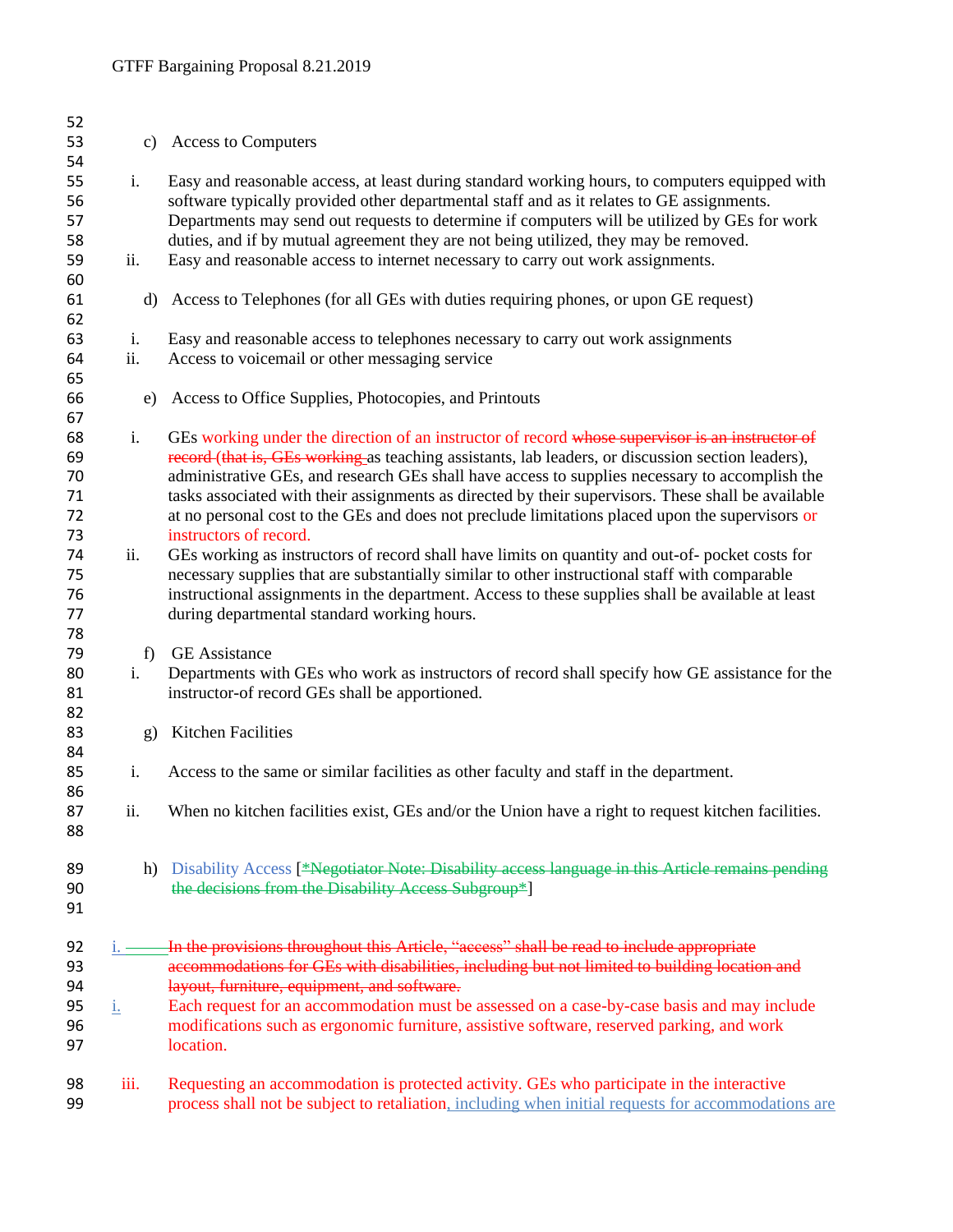c) Access to Computers

i. Easy and reasonable access, at least during standard working hours, to computers equipped with software typically provided other departmental staff and as it relates to GE assignments. Departments may send out requests to determine if computers will be utilized by GEs for work duties, and if by mutual agreement they are not being utilized, they may be removed.

ii. Easy and reasonable access to internet necessary to carry out work assignments.

d) Access to Telephones (for all GEs with duties requiring phones, or upon GE request)

i. Easy and reasonable access to telephones necessary to carry out work assignments

ii. Access to voicemail or other messaging service

e) Access to Office Supplies, Photocopies, and Printouts

i. GEs working under the direction of an instructor of record ~~whose supervisor is an instructor of record (that is, GEs working~~ as teaching assistants, lab leaders, or discussion section leaders), administrative GEs, and research GEs shall have access to supplies necessary to accomplish the tasks associated with their assignments as directed by their supervisors. These shall be available at no personal cost to the GEs and does not preclude limitations placed upon the supervisors or instructors of record.

ii. GEs working as instructors of record shall have limits on quantity and out-of- pocket costs for necessary supplies that are substantially similar to other instructional staff with comparable instructional assignments in the department. Access to these supplies shall be available at least during departmental standard working hours.

f) GE Assistance

i. Departments with GEs who work as instructors of record shall specify how GE assistance for the instructor-of record GEs shall be apportioned.

g) Kitchen Facilities

i. Access to the same or similar facilities as other faculty and staff in the department.

ii. When no kitchen facilities exist, GEs and/or the Union have a right to request kitchen facilities.

h) Disability Access [~~*Negotiator Note: Disability access language in this Article remains pending the decisions from the Disability Access Subgroup*~~]

i. ~~In the provisions throughout this Article, "access" shall be read to include appropriate accommodations for GEs with disabilities, including but not limited to building location and layout, furniture, equipment, and software.~~

i. Each request for an accommodation must be assessed on a case-by-case basis and may include modifications such as ergonomic furniture, assistive software, reserved parking, and work location.

iii. Requesting an accommodation is protected activity. GEs who participate in the interactive process shall not be subject to retaliation, including when initial requests for accommodations are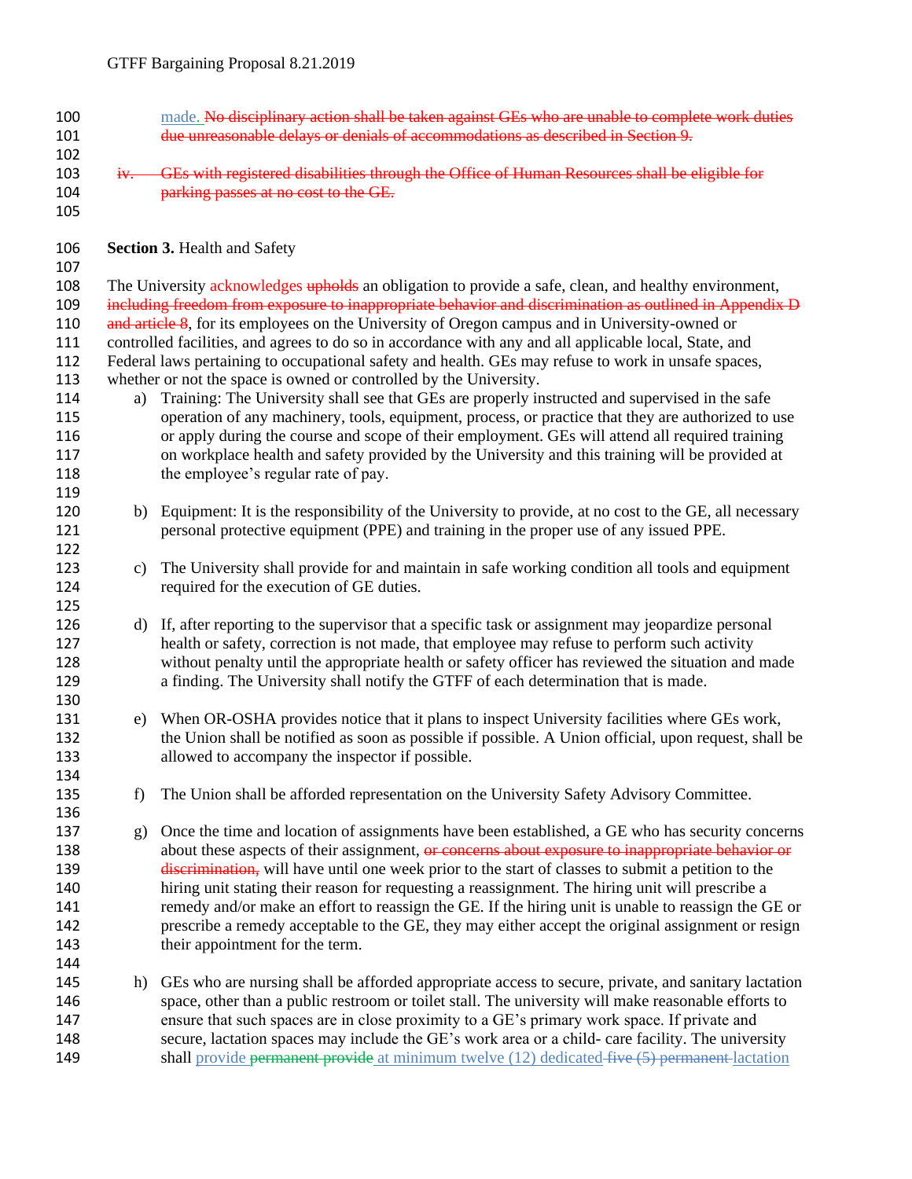made. ~~No disciplinary action shall be taken against GEs who are unable to complete work duties due unreasonable delays or denials of accommodations as described in Section 9.~~

~~iv. GEs with registered disabilities through the Office of Human Resources shall be eligible for parking passes at no cost to the GE.~~

**Section 3.** Health and Safety

The University acknowledges ~~upholds~~ an obligation to provide a safe, clean, and healthy environment, ~~including freedom from exposure to inappropriate behavior and discrimination as outlined in Appendix D and article 8~~, for its employees on the University of Oregon campus and in University-owned or controlled facilities, and agrees to do so in accordance with any and all applicable local, State, and Federal laws pertaining to occupational safety and health. GEs may refuse to work in unsafe spaces, whether or not the space is owned or controlled by the University.

a) Training: The University shall see that GEs are properly instructed and supervised in the safe operation of any machinery, tools, equipment, process, or practice that they are authorized to use or apply during the course and scope of their employment. GEs will attend all required training on workplace health and safety provided by the University and this training will be provided at the employee's regular rate of pay.

b) Equipment: It is the responsibility of the University to provide, at no cost to the GE, all necessary personal protective equipment (PPE) and training in the proper use of any issued PPE.

c) The University shall provide for and maintain in safe working condition all tools and equipment required for the execution of GE duties.

d) If, after reporting to the supervisor that a specific task or assignment may jeopardize personal health or safety, correction is not made, that employee may refuse to perform such activity without penalty until the appropriate health or safety officer has reviewed the situation and made a finding. The University shall notify the GTFF of each determination that is made.

e) When OR-OSHA provides notice that it plans to inspect University facilities where GEs work, the Union shall be notified as soon as possible if possible. A Union official, upon request, shall be allowed to accompany the inspector if possible.

f) The Union shall be afforded representation on the University Safety Advisory Committee.

g) Once the time and location of assignments have been established, a GE who has security concerns about these aspects of their assignment, ~~or concerns about exposure to inappropriate behavior or discrimination,~~ will have until one week prior to the start of classes to submit a petition to the hiring unit stating their reason for requesting a reassignment. The hiring unit will prescribe a remedy and/or make an effort to reassign the GE. If the hiring unit is unable to reassign the GE or prescribe a remedy acceptable to the GE, they may either accept the original assignment or resign their appointment for the term.

h) GEs who are nursing shall be afforded appropriate access to secure, private, and sanitary lactation space, other than a public restroom or toilet stall. The university will make reasonable efforts to ensure that such spaces are in close proximity to a GE's primary work space. If private and secure, lactation spaces may include the GE's work area or a child- care facility. The university shall provide ~~permanent provide~~ at minimum twelve (12) dedicated ~~five (5) permanent~~ lactation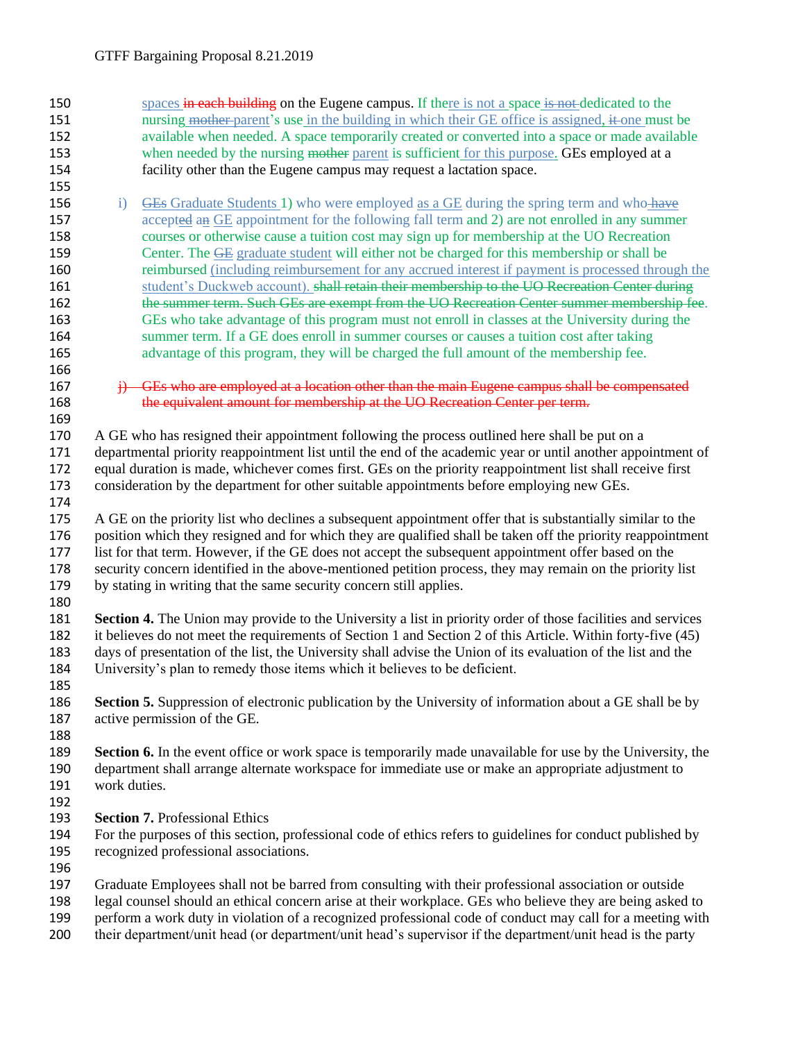spaces ~~in each building~~ on the Eugene campus. If there is not a space ~~is not~~ dedicated to the nursing ~~mother~~ parent's use in the building in which their GE office is assigned, ~~it~~ one must be available when needed. A space temporarily created or converted into a space or made available when needed by the nursing ~~mother~~ parent is sufficient for this purpose. GEs employed at a facility other than the Eugene campus may request a lactation space.

i) ~~GEs~~ Graduate Students 1) who were employed as a GE during the spring term and who ~~have~~ accept~~ed~~ a~~n~~ GE appointment for the following fall term and 2) are not enrolled in any summer courses or otherwise cause a tuition cost may sign up for membership at the UO Recreation Center. The ~~GE~~ graduate student will either not be charged for this membership or shall be reimbursed (including reimbursement for any accrued interest if payment is processed through the student's Duckweb account). ~~shall retain their membership to the UO Recreation Center during the summer term. Such GEs are exempt from the UO Recreation Center summer membership fee.~~ GEs who take advantage of this program must not enroll in classes at the University during the summer term. If a GE does enroll in summer courses or causes a tuition cost after taking advantage of this program, they will be charged the full amount of the membership fee.

~~j) GEs who are employed at a location other than the main Eugene campus shall be compensated the equivalent amount for membership at the UO Recreation Center per term.~~

A GE who has resigned their appointment following the process outlined here shall be put on a departmental priority reappointment list until the end of the academic year or until another appointment of equal duration is made, whichever comes first. GEs on the priority reappointment list shall receive first consideration by the department for other suitable appointments before employing new GEs.

A GE on the priority list who declines a subsequent appointment offer that is substantially similar to the position which they resigned and for which they are qualified shall be taken off the priority reappointment list for that term. However, if the GE does not accept the subsequent appointment offer based on the security concern identified in the above-mentioned petition process, they may remain on the priority list by stating in writing that the same security concern still applies.

**Section 4.** The Union may provide to the University a list in priority order of those facilities and services it believes do not meet the requirements of Section 1 and Section 2 of this Article. Within forty-five (45) days of presentation of the list, the University shall advise the Union of its evaluation of the list and the University's plan to remedy those items which it believes to be deficient.

**Section 5.** Suppression of electronic publication by the University of information about a GE shall be by active permission of the GE.

**Section 6.** In the event office or work space is temporarily made unavailable for use by the University, the department shall arrange alternate workspace for immediate use or make an appropriate adjustment to work duties.

**Section 7.** Professional Ethics
For the purposes of this section, professional code of ethics refers to guidelines for conduct published by recognized professional associations.

Graduate Employees shall not be barred from consulting with their professional association or outside legal counsel should an ethical concern arise at their workplace. GEs who believe they are being asked to perform a work duty in violation of a recognized professional code of conduct may call for a meeting with their department/unit head (or department/unit head's supervisor if the department/unit head is the party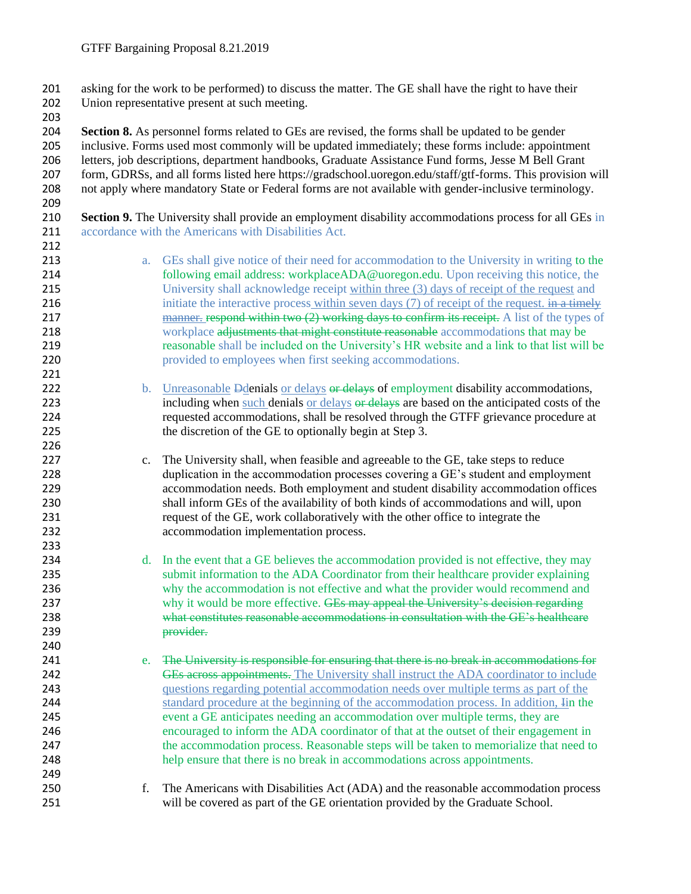asking for the work to be performed) to discuss the matter. The GE shall have the right to have their Union representative present at such meeting.

**Section 8.** As personnel forms related to GEs are revised, the forms shall be updated to be gender inclusive. Forms used most commonly will be updated immediately; these forms include: appointment letters, job descriptions, department handbooks, Graduate Assistance Fund forms, Jesse M Bell Grant form, GDRSs, and all forms listed here https://gradschool.uoregon.edu/staff/gtf-forms. This provision will not apply where mandatory State or Federal forms are not available with gender-inclusive terminology.

**Section 9.** The University shall provide an employment disability accommodations process for all GEs in accordance with the Americans with Disabilities Act.

a. GEs shall give notice of their need for accommodation to the University in writing to the following email address: workplaceADA@uoregon.edu. Upon receiving this notice, the University shall acknowledge receipt within three (3) days of receipt of the request and initiate the interactive process within seven days (7) of receipt of the request. ~~in a timely manner.~~ ~~respond within two (2) working days to confirm its receipt.~~ A list of the types of workplace ~~adjustments that might constitute reasonable~~ accommodations that may be reasonable shall be included on the University's HR website and a link to that list will be provided to employees when first seeking accommodations.

b. Unreasonable ~~D~~denials or delays ~~or delays~~ of employment disability accommodations, including when such denials or delays ~~or delays~~ are based on the anticipated costs of the requested accommodations, shall be resolved through the GTFF grievance procedure at the discretion of the GE to optionally begin at Step 3.

c. The University shall, when feasible and agreeable to the GE, take steps to reduce duplication in the accommodation processes covering a GE's student and employment accommodation needs. Both employment and student disability accommodation offices shall inform GEs of the availability of both kinds of accommodations and will, upon request of the GE, work collaboratively with the other office to integrate the accommodation implementation process.

d. In the event that a GE believes the accommodation provided is not effective, they may submit information to the ADA Coordinator from their healthcare provider explaining why the accommodation is not effective and what the provider would recommend and why it would be more effective. ~~GEs may appeal the University's decision regarding what constitutes reasonable accommodations in consultation with the GE's healthcare provider.~~

e. ~~The University is responsible for ensuring that there is no break in accommodations for GEs across appointments.~~ The University shall instruct the ADA coordinator to include questions regarding potential accommodation needs over multiple terms as part of the standard procedure at the beginning of the accommodation process. In addition, ~~I~~in the event a GE anticipates needing an accommodation over multiple terms, they are encouraged to inform the ADA coordinator of that at the outset of their engagement in the accommodation process. Reasonable steps will be taken to memorialize that need to help ensure that there is no break in accommodations across appointments.

f. The Americans with Disabilities Act (ADA) and the reasonable accommodation process will be covered as part of the GE orientation provided by the Graduate School.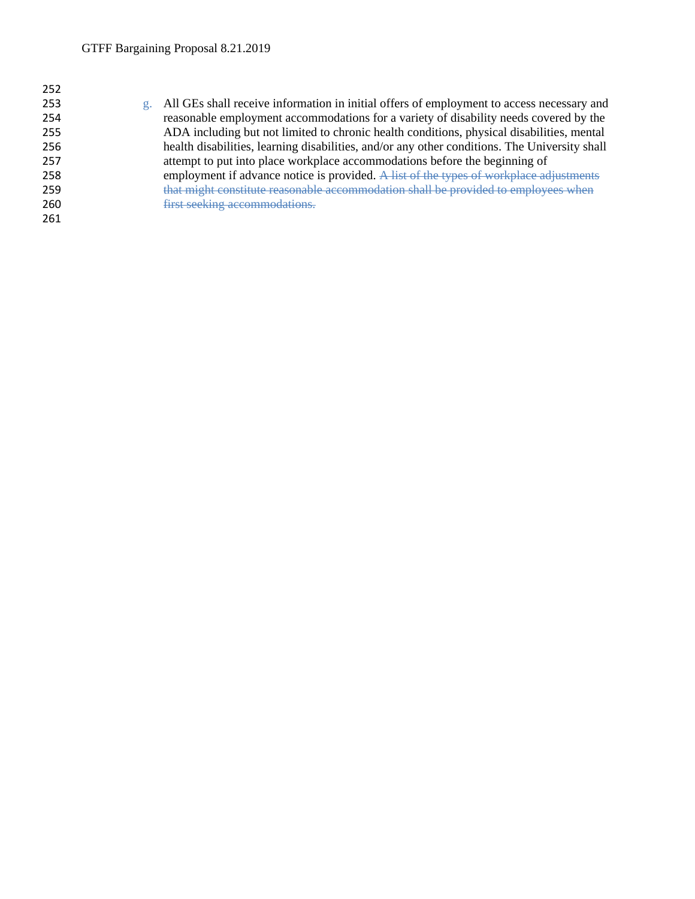g. All GEs shall receive information in initial offers of employment to access necessary and reasonable employment accommodations for a variety of disability needs covered by the ADA including but not limited to chronic health conditions, physical disabilities, mental health disabilities, learning disabilities, and/or any other conditions. The University shall attempt to put into place workplace accommodations before the beginning of employment if advance notice is provided. ~~A list of the types of workplace adjustments that might constitute reasonable accommodation shall be provided to employees when first seeking accommodations.~~